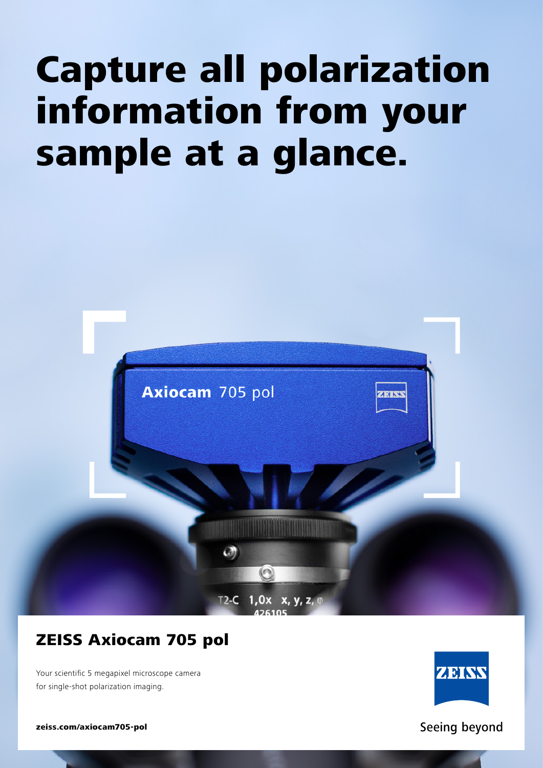# Capture all polarization information from your sample at a glance.

## ZEISS Axiocam 705 pol

Your scientific 5 megapixel microscope camera for single-shot polarization imaging.

**zeiss.com/axiocam705-pol**

Seeing beyond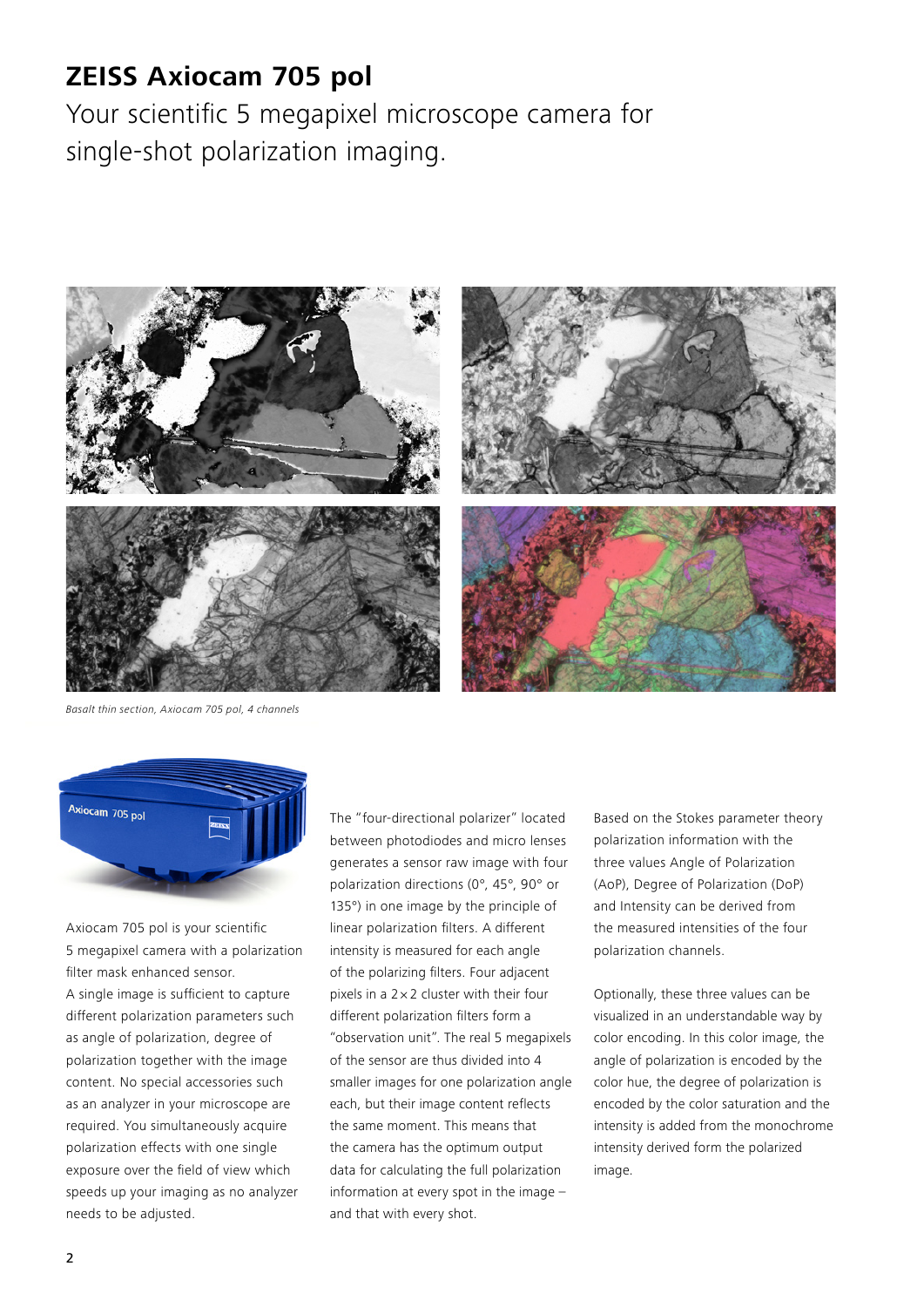# ZEISS Axiocam 705 pol

Your scientific 5 megapixel microscope camera for single-shot polarization imaging.

*Basalt thin section, Axiocam 705 pol, 4 channels*

Axiocam 705 pol is your scientific 5 megapixel camera with a polarization filter mask enhanced sensor.
A single image is sufficient to capture different polarization parameters such as angle of polarization, degree of polarization together with the image content. No special accessories such as an analyzer in your microscope are required. You simultaneously acquire polarization effects with one single exposure over the field of view which speeds up your imaging as no analyzer needs to be adjusted.

The "four-directional polarizer" located between photodiodes and micro lenses generates a sensor raw image with four polarization directions (0°, 45°, 90° or 135°) in one image by the principle of linear polarization filters. A different intensity is measured for each angle of the polarizing filters. Four adjacent pixels in a 2 × 2 cluster with their four different polarization filters form a "observation unit". The real 5 megapixels of the sensor are thus divided into 4 smaller images for one polarization angle each, but their image content reflects the same moment. This means that the camera has the optimum output data for calculating the full polarization information at every spot in the image – and that with every shot.

Based on the Stokes parameter theory polarization information with the three values Angle of Polarization (AoP), Degree of Polarization (DoP) and Intensity can be derived from the measured intensities of the four polarization channels.

Optionally, these three values can be visualized in an understandable way by color encoding. In this color image, the angle of polarization is encoded by the color hue, the degree of polarization is encoded by the color saturation and the intensity is added from the monochrome intensity derived form the polarized image.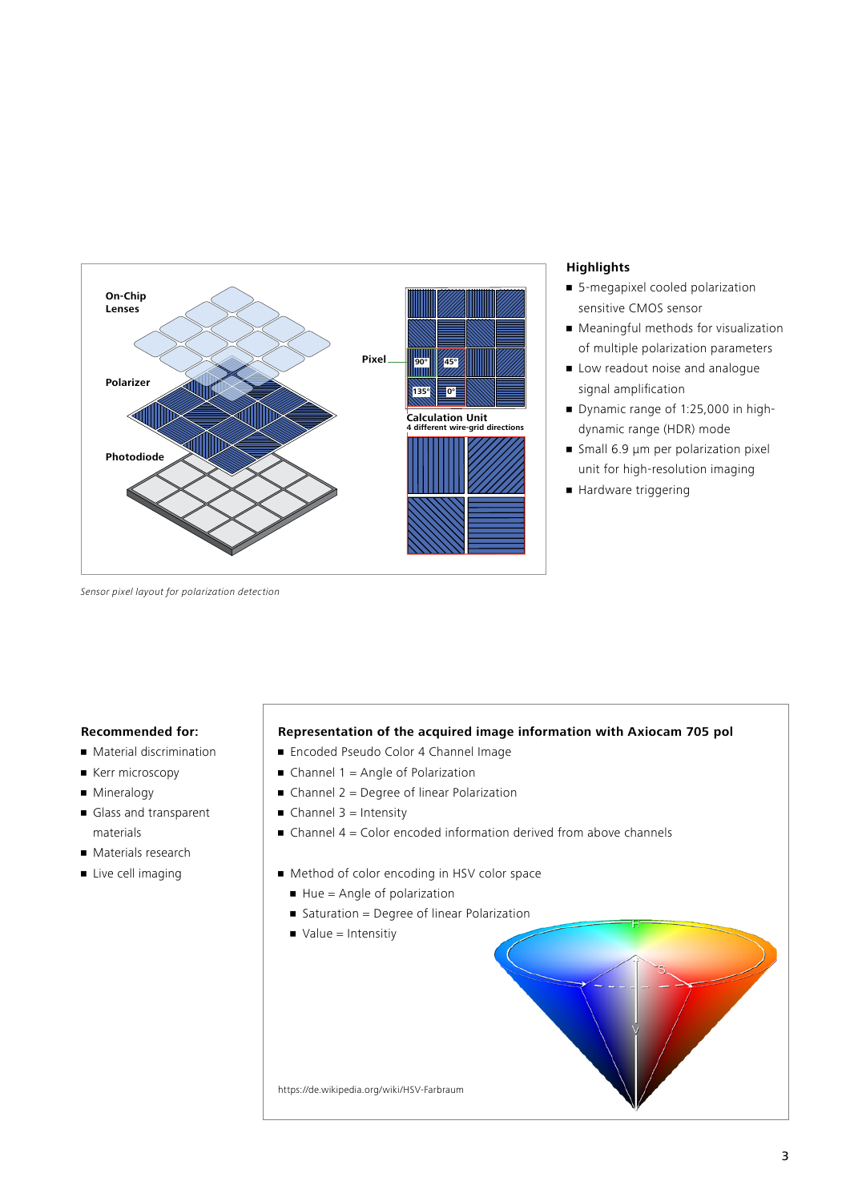*Sensor pixel layout for polarization detection*

### Highlights

- 5-megapixel cooled polarization sensitive CMOS sensor
- Meaningful methods for visualization of multiple polarization parameters
- Low readout noise and analogue signal amplification
- Dynamic range of 1:25,000 in high-dynamic range (HDR) mode
- Small 6.9 µm per polarization pixel unit for high-resolution imaging
- Hardware triggering

### Recommended for:

- Material discrimination
- Kerr microscopy
- Mineralogy
- Glass and transparent materials
- Materials research
- Live cell imaging

### Representation of the acquired image information with Axiocam 705 pol

- Encoded Pseudo Color 4 Channel Image
- Channel 1 = Angle of Polarization
- Channel 2 = Degree of linear Polarization
- Channel 3 = Intensity
- Channel 4 = Color encoded information derived from above channels

- Method of color encoding in HSV color space
  - Hue = Angle of polarization
  - Saturation = Degree of linear Polarization
  - Value = Intensitiy

https://de.wikipedia.org/wiki/HSV-Farbraum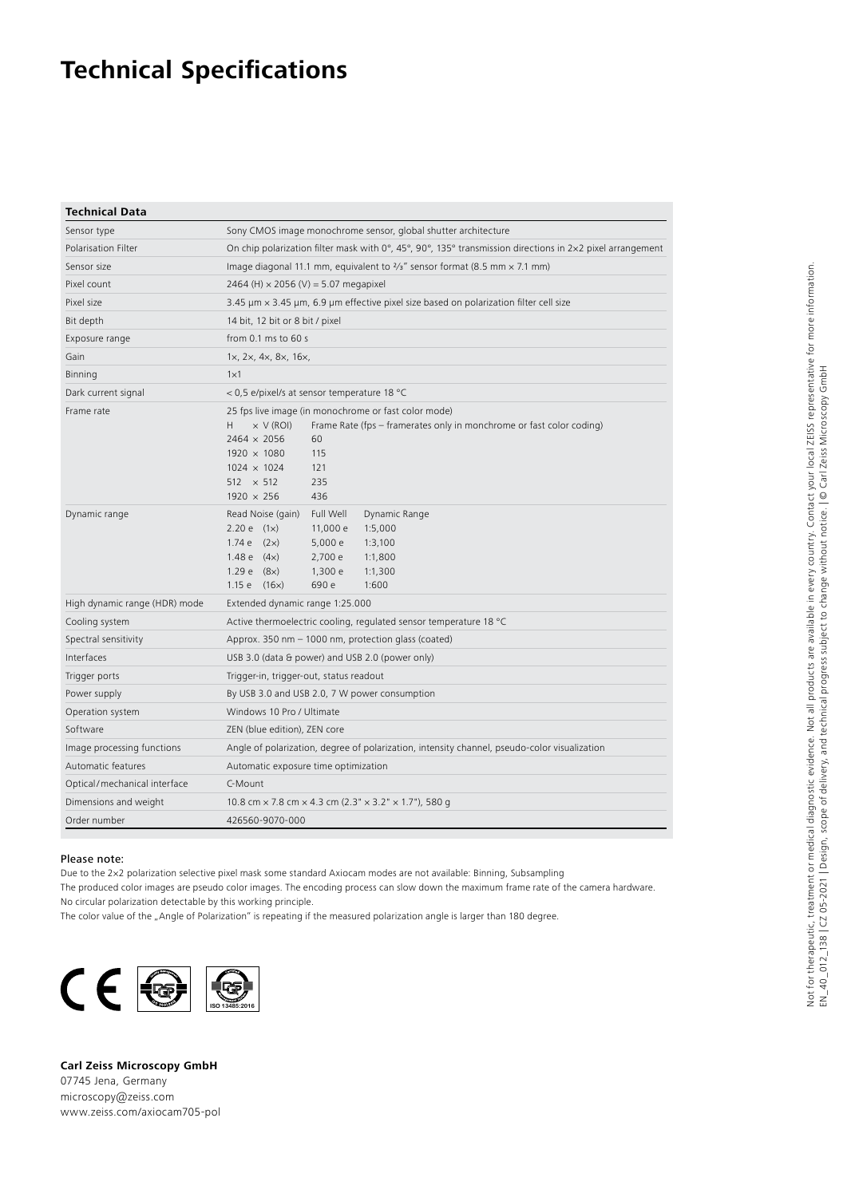# Technical Specifications

| Technical Data | |
|---|---|
| Sensor type | Sony CMOS image monochrome sensor, global shutter architecture |
| Polarisation Filter | On chip polarization filter mask with 0°, 45°, 90°, 135° transmission directions in 2×2 pixel arrangement |
| Sensor size | Image diagonal 11.1 mm, equivalent to ⅔" sensor format (8.5 mm × 7.1 mm) |
| Pixel count | 2464 (H) × 2056 (V) = 5.07 megapixel |
| Pixel size | 3.45 µm × 3.45 µm, 6.9 µm effective pixel size based on polarization filter cell size |
| Bit depth | 14 bit, 12 bit or 8 bit / pixel |
| Exposure range | from 0.1 ms to 60 s |
| Gain | 1×, 2×, 4×, 8×, 16×, |
| Binning | 1×1 |
| Dark current signal | < 0,5 e/pixel/s at sensor temperature 18 °C |
| Frame rate | 25 fps live image (in monochrome or fast color mode)<br>H × V (ROI) — Frame Rate (fps – framerates only in monchrome or fast color coding)<br>2464 × 2056 — 60<br>1920 × 1080 — 115<br>1024 × 1024 — 121<br>512 × 512 — 235<br>1920 × 256 — 436 |
| Dynamic range | Read Noise (gain) — Full Well — Dynamic Range<br>2.20 e (1×) — 11,000 e — 1:5,000<br>1.74 e (2×) — 5,000 e — 1:3,100<br>1.48 e (4×) — 2,700 e — 1:1,800<br>1.29 e (8×) — 1,300 e — 1:1,300<br>1.15 e (16×) — 690 e — 1:600 |
| High dynamic range (HDR) mode | Extended dynamic range 1:25.000 |
| Cooling system | Active thermoelectric cooling, regulated sensor temperature 18 °C |
| Spectral sensitivity | Approx. 350 nm – 1000 nm, protection glass (coated) |
| Interfaces | USB 3.0 (data & power) and USB 2.0 (power only) |
| Trigger ports | Trigger-in, trigger-out, status readout |
| Power supply | By USB 3.0 and USB 2.0, 7 W power consumption |
| Operation system | Windows 10 Pro / Ultimate |
| Software | ZEN (blue edition), ZEN core |
| Image processing functions | Angle of polarization, degree of polarization, intensity channel, pseudo-color visualization |
| Automatic features | Automatic exposure time optimization |
| Optical/mechanical interface | C-Mount |
| Dimensions and weight | 10.8 cm × 7.8 cm × 4.3 cm (2.3" × 3.2" × 1.7"), 580 g |
| Order number | 426560-9070-000 |

**Please note:**

Due to the 2×2 polarization selective pixel mask some standard Axiocam modes are not available: Binning, Subsampling
The produced color images are pseudo color images. The encoding process can slow down the maximum frame rate of the camera hardware.
No circular polarization detectable by this working principle.
The color value of the „Angle of Polarization" is repeating if the measured polarization angle is larger than 180 degree.

ISO 13485:2016

**Carl Zeiss Microscopy GmbH**
07745 Jena, Germany
microscopy@zeiss.com
www.zeiss.com/axiocam705-pol

Not for therapeutic, treatment or medical diagnostic evidence. Not all products are available in every country. Contact your local ZEISS representative for more information.
EN_40_012_138 | CZ 05-2021 | Design, scope of delivery, and technical progress subject to change without notice. | © Carl Zeiss Microscopy GmbH